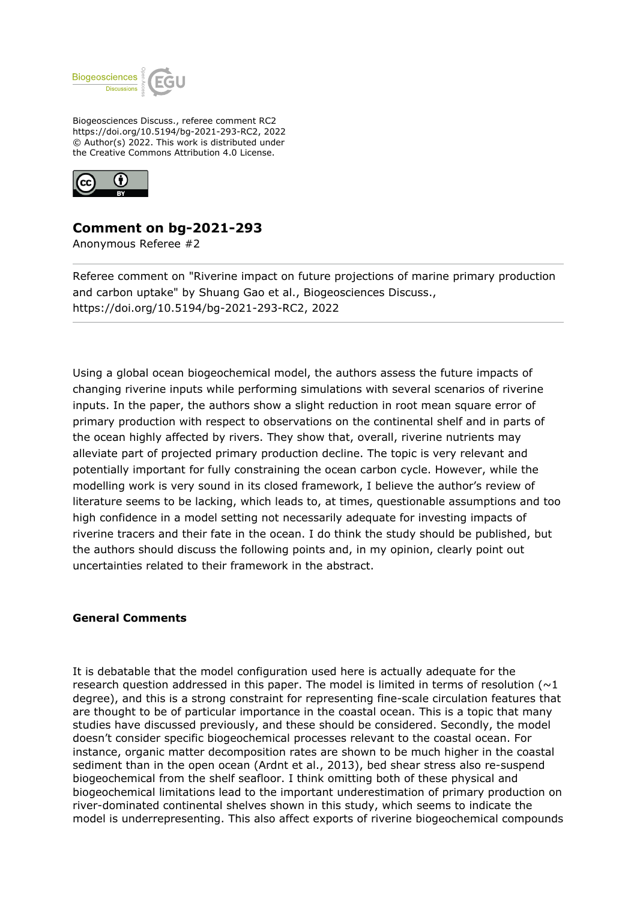Biogeosciences Discuss., referee comment RC2
https://doi.org/10.5194/bg-2021-293-RC2, 2022
© Author(s) 2022. This work is distributed under
the Creative Commons Attribution 4.0 License.

# Comment on bg-2021-293

Anonymous Referee #2

Referee comment on "Riverine impact on future projections of marine primary production and carbon uptake" by Shuang Gao et al., Biogeosciences Discuss., https://doi.org/10.5194/bg-2021-293-RC2, 2022

---

Using a global ocean biogeochemical model, the authors assess the future impacts of changing riverine inputs while performing simulations with several scenarios of riverine inputs. In the paper, the authors show a slight reduction in root mean square error of primary production with respect to observations on the continental shelf and in parts of the ocean highly affected by rivers. They show that, overall, riverine nutrients may alleviate part of projected primary production decline. The topic is very relevant and potentially important for fully constraining the ocean carbon cycle. However, while the modelling work is very sound in its closed framework, I believe the author's review of literature seems to be lacking, which leads to, at times, questionable assumptions and too high confidence in a model setting not necessarily adequate for investing impacts of riverine tracers and their fate in the ocean. I do think the study should be published, but the authors should discuss the following points and, in my opinion, clearly point out uncertainties related to their framework in the abstract.

**General Comments**

It is debatable that the model configuration used here is actually adequate for the research question addressed in this paper. The model is limited in terms of resolution (~1 degree), and this is a strong constraint for representing fine-scale circulation features that are thought to be of particular importance in the coastal ocean. This is a topic that many studies have discussed previously, and these should be considered. Secondly, the model doesn't consider specific biogeochemical processes relevant to the coastal ocean. For instance, organic matter decomposition rates are shown to be much higher in the coastal sediment than in the open ocean (Arndt et al., 2013), bed shear stress also re-suspend biogeochemical from the shelf seafloor. I think omitting both of these physical and biogeochemical limitations lead to the important underestimation of primary production on river-dominated continental shelves shown in this study, which seems to indicate the model is underrepresenting. This also affect exports of riverine biogeochemical compounds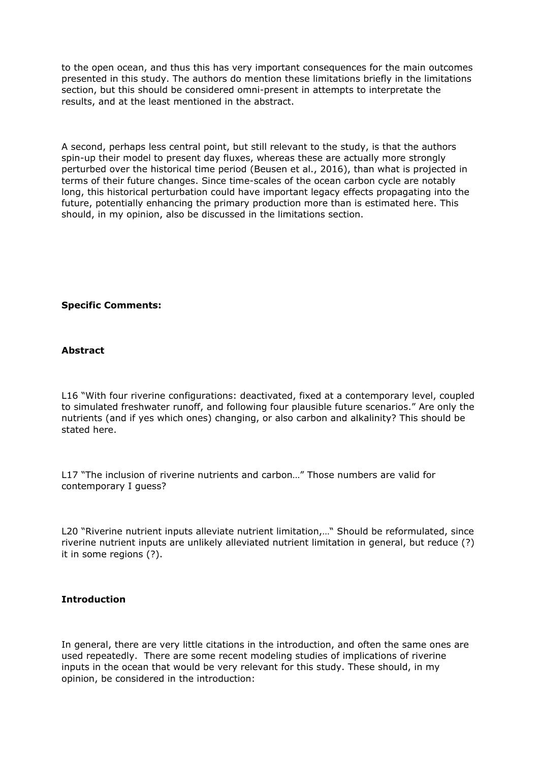to the open ocean, and thus this has very important consequences for the main outcomes presented in this study. The authors do mention these limitations briefly in the limitations section, but this should be considered omni-present in attempts to interpretate the results, and at the least mentioned in the abstract.

A second, perhaps less central point, but still relevant to the study, is that the authors spin-up their model to present day fluxes, whereas these are actually more strongly perturbed over the historical time period (Beusen et al., 2016), than what is projected in terms of their future changes. Since time-scales of the ocean carbon cycle are notably long, this historical perturbation could have important legacy effects propagating into the future, potentially enhancing the primary production more than is estimated here. This should, in my opinion, also be discussed in the limitations section.

**Specific Comments:**

**Abstract**

L16 "With four riverine configurations: deactivated, fixed at a contemporary level, coupled to simulated freshwater runoff, and following four plausible future scenarios." Are only the nutrients (and if yes which ones) changing, or also carbon and alkalinity? This should be stated here.

L17 "The inclusion of riverine nutrients and carbon…" Those numbers are valid for contemporary I guess?

L20 "Riverine nutrient inputs alleviate nutrient limitation,…" Should be reformulated, since riverine nutrient inputs are unlikely alleviated nutrient limitation in general, but reduce (?) it in some regions (?).

**Introduction**

In general, there are very little citations in the introduction, and often the same ones are used repeatedly. There are some recent modeling studies of implications of riverine inputs in the ocean that would be very relevant for this study. These should, in my opinion, be considered in the introduction: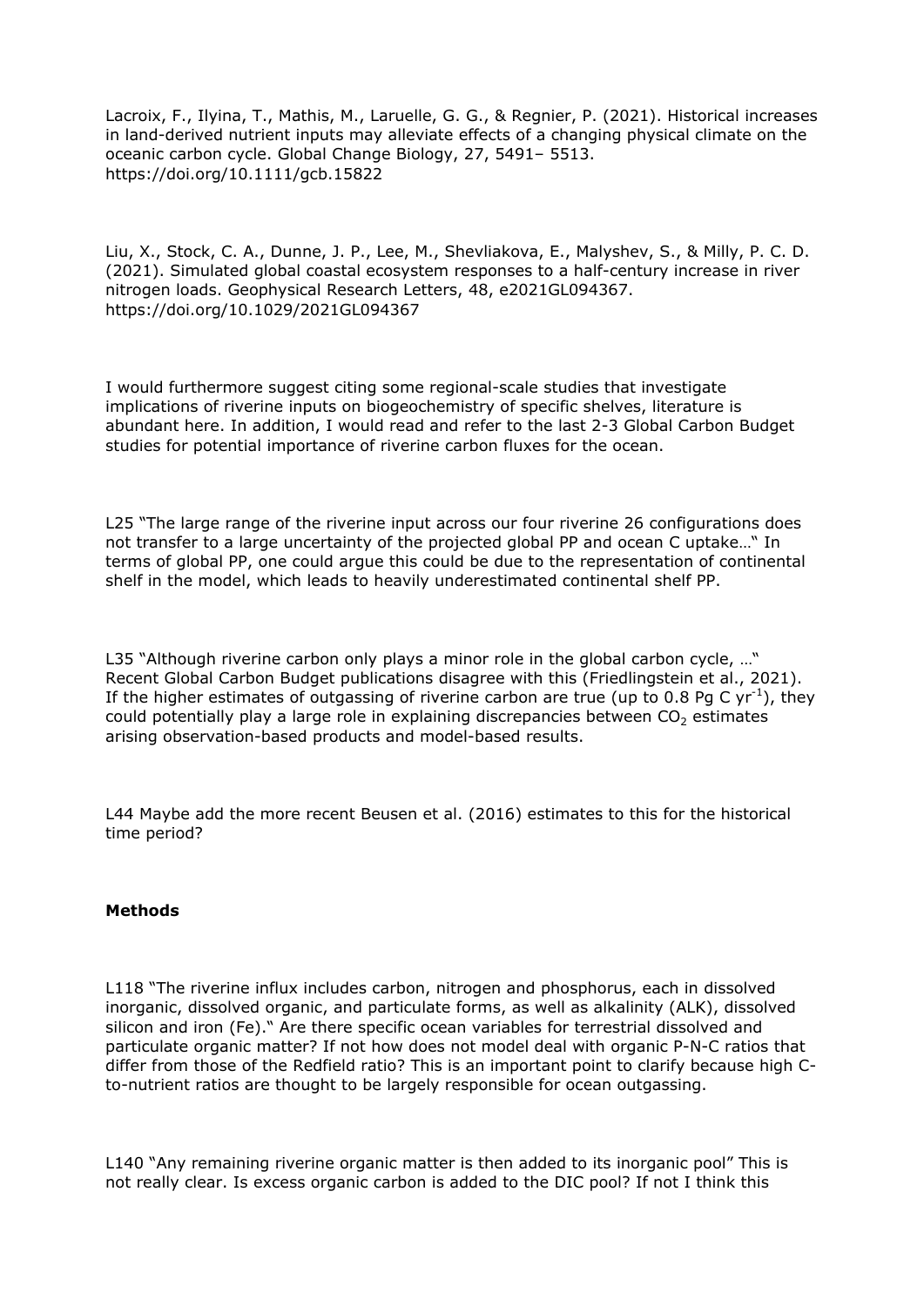Lacroix, F., Ilyina, T., Mathis, M., Laruelle, G. G., & Regnier, P. (2021). Historical increases in land-derived nutrient inputs may alleviate effects of a changing physical climate on the oceanic carbon cycle. Global Change Biology, 27, 5491– 5513. https://doi.org/10.1111/gcb.15822

Liu, X., Stock, C. A., Dunne, J. P., Lee, M., Shevliakova, E., Malyshev, S., & Milly, P. C. D. (2021). Simulated global coastal ecosystem responses to a half-century increase in river nitrogen loads. Geophysical Research Letters, 48, e2021GL094367. https://doi.org/10.1029/2021GL094367

I would furthermore suggest citing some regional-scale studies that investigate implications of riverine inputs on biogeochemistry of specific shelves, literature is abundant here. In addition, I would read and refer to the last 2-3 Global Carbon Budget studies for potential importance of riverine carbon fluxes for the ocean.

L25 "The large range of the riverine input across our four riverine 26 configurations does not transfer to a large uncertainty of the projected global PP and ocean C uptake…" In terms of global PP, one could argue this could be due to the representation of continental shelf in the model, which leads to heavily underestimated continental shelf PP.

L35 "Although riverine carbon only plays a minor role in the global carbon cycle, …" Recent Global Carbon Budget publications disagree with this (Friedlingstein et al., 2021). If the higher estimates of outgassing of riverine carbon are true (up to 0.8 Pg C $yr^{-1}$), they could potentially play a large role in explaining discrepancies between $CO_2$ estimates arising observation-based products and model-based results.

L44 Maybe add the more recent Beusen et al. (2016) estimates to this for the historical time period?

**Methods**

L118 "The riverine influx includes carbon, nitrogen and phosphorus, each in dissolved inorganic, dissolved organic, and particulate forms, as well as alkalinity (ALK), dissolved silicon and iron (Fe)." Are there specific ocean variables for terrestrial dissolved and particulate organic matter? If not how does not model deal with organic P-N-C ratios that differ from those of the Redfield ratio? This is an important point to clarify because high C-to-nutrient ratios are thought to be largely responsible for ocean outgassing.

L140 "Any remaining riverine organic matter is then added to its inorganic pool" This is not really clear. Is excess organic carbon is added to the DIC pool? If not I think this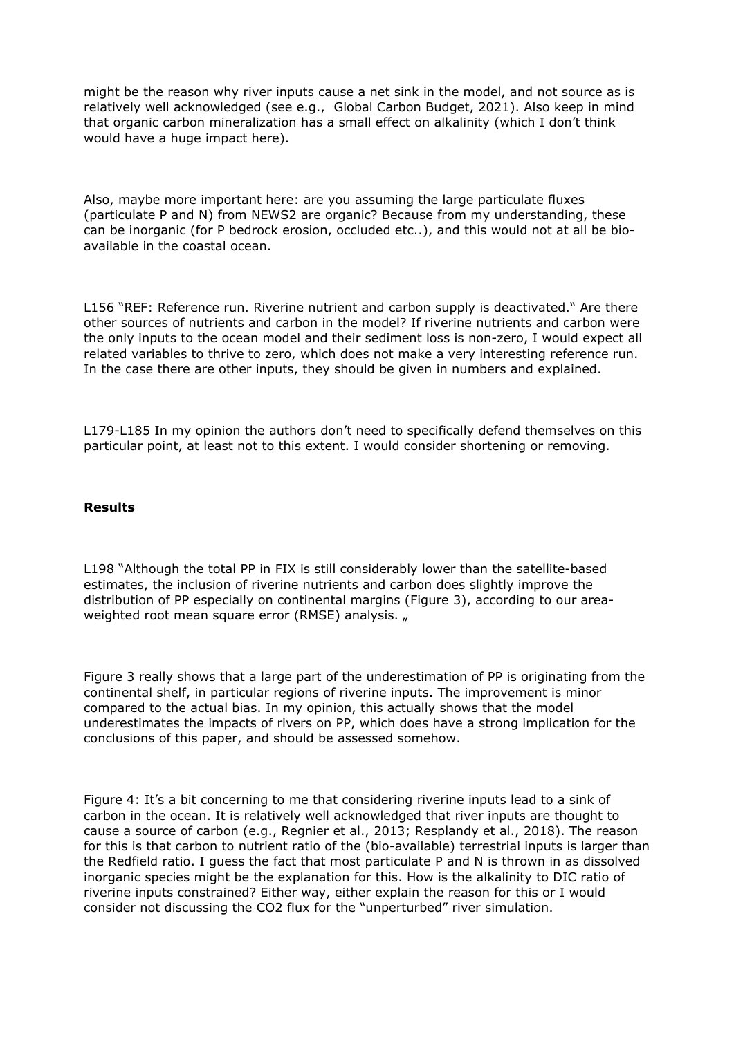might be the reason why river inputs cause a net sink in the model, and not source as is relatively well acknowledged (see e.g., Global Carbon Budget, 2021). Also keep in mind that organic carbon mineralization has a small effect on alkalinity (which I don't think would have a huge impact here).

Also, maybe more important here: are you assuming the large particulate fluxes (particulate P and N) from NEWS2 are organic? Because from my understanding, these can be inorganic (for P bedrock erosion, occluded etc..), and this would not at all be bio-available in the coastal ocean.

L156 "REF: Reference run. Riverine nutrient and carbon supply is deactivated." Are there other sources of nutrients and carbon in the model? If riverine nutrients and carbon were the only inputs to the ocean model and their sediment loss is non-zero, I would expect all related variables to thrive to zero, which does not make a very interesting reference run. In the case there are other inputs, they should be given in numbers and explained.

L179-L185 In my opinion the authors don't need to specifically defend themselves on this particular point, at least not to this extent. I would consider shortening or removing.

**Results**

L198 "Although the total PP in FIX is still considerably lower than the satellite-based estimates, the inclusion of riverine nutrients and carbon does slightly improve the distribution of PP especially on continental margins (Figure 3), according to our area-weighted root mean square error (RMSE) analysis. „

Figure 3 really shows that a large part of the underestimation of PP is originating from the continental shelf, in particular regions of riverine inputs. The improvement is minor compared to the actual bias. In my opinion, this actually shows that the model underestimates the impacts of rivers on PP, which does have a strong implication for the conclusions of this paper, and should be assessed somehow.

Figure 4: It's a bit concerning to me that considering riverine inputs lead to a sink of carbon in the ocean. It is relatively well acknowledged that river inputs are thought to cause a source of carbon (e.g., Regnier et al., 2013; Resplandy et al., 2018). The reason for this is that carbon to nutrient ratio of the (bio-available) terrestrial inputs is larger than the Redfield ratio. I guess the fact that most particulate P and N is thrown in as dissolved inorganic species might be the explanation for this. How is the alkalinity to DIC ratio of riverine inputs constrained? Either way, either explain the reason for this or I would consider not discussing the CO2 flux for the "unperturbed" river simulation.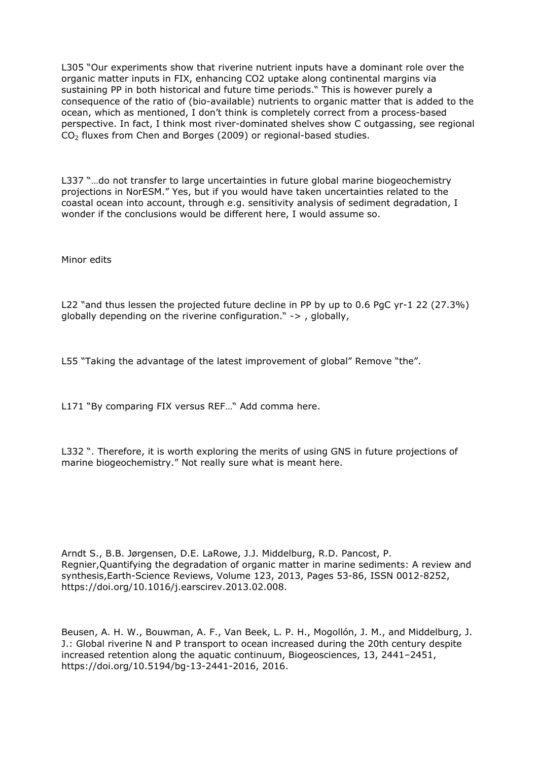L305 "Our experiments show that riverine nutrient inputs have a dominant role over the organic matter inputs in FIX, enhancing CO2 uptake along continental margins via sustaining PP in both historical and future time periods." This is however purely a consequence of the ratio of (bio-available) nutrients to organic matter that is added to the ocean, which as mentioned, I don't think is completely correct from a process-based perspective. In fact, I think most river-dominated shelves show C outgassing, see regional $CO_2$ fluxes from Chen and Borges (2009) or regional-based studies.

L337 "…do not transfer to large uncertainties in future global marine biogeochemistry projections in NorESM." Yes, but if you would have taken uncertainties related to the coastal ocean into account, through e.g. sensitivity analysis of sediment degradation, I wonder if the conclusions would be different here, I would assume so.

Minor edits

L22 "and thus lessen the projected future decline in PP by up to 0.6 PgC yr-1 22 (27.3%) globally depending on the riverine configuration." -> , globally,

L55 "Taking the advantage of the latest improvement of global" Remove "the".

L171 "By comparing FIX versus REF…" Add comma here.

L332 ". Therefore, it is worth exploring the merits of using GNS in future projections of marine biogeochemistry." Not really sure what is meant here.

Arndt S., B.B. Jørgensen, D.E. LaRowe, J.J. Middelburg, R.D. Pancost, P. Regnier,Quantifying the degradation of organic matter in marine sediments: A review and synthesis,Earth-Science Reviews, Volume 123, 2013, Pages 53-86, ISSN 0012-8252, https://doi.org/10.1016/j.earscirev.2013.02.008.

Beusen, A. H. W., Bouwman, A. F., Van Beek, L. P. H., Mogollón, J. M., and Middelburg, J. J.: Global riverine N and P transport to ocean increased during the 20th century despite increased retention along the aquatic continuum, Biogeosciences, 13, 2441–2451, https://doi.org/10.5194/bg-13-2441-2016, 2016.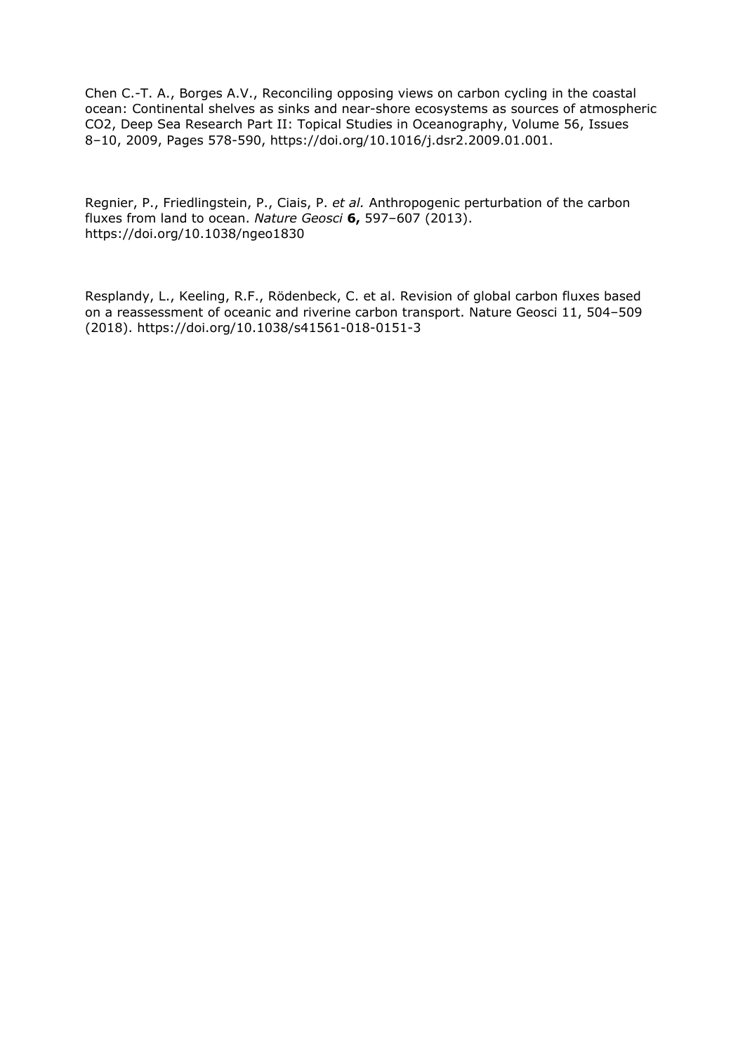Chen C.-T. A., Borges A.V., Reconciling opposing views on carbon cycling in the coastal ocean: Continental shelves as sinks and near-shore ecosystems as sources of atmospheric CO2, Deep Sea Research Part II: Topical Studies in Oceanography, Volume 56, Issues 8–10, 2009, Pages 578-590, https://doi.org/10.1016/j.dsr2.2009.01.001.

Regnier, P., Friedlingstein, P., Ciais, P. *et al.* Anthropogenic perturbation of the carbon fluxes from land to ocean. *Nature Geosci* **6,** 597–607 (2013). https://doi.org/10.1038/ngeo1830

Resplandy, L., Keeling, R.F., Rödenbeck, C. et al. Revision of global carbon fluxes based on a reassessment of oceanic and riverine carbon transport. Nature Geosci 11, 504–509 (2018). https://doi.org/10.1038/s41561-018-0151-3